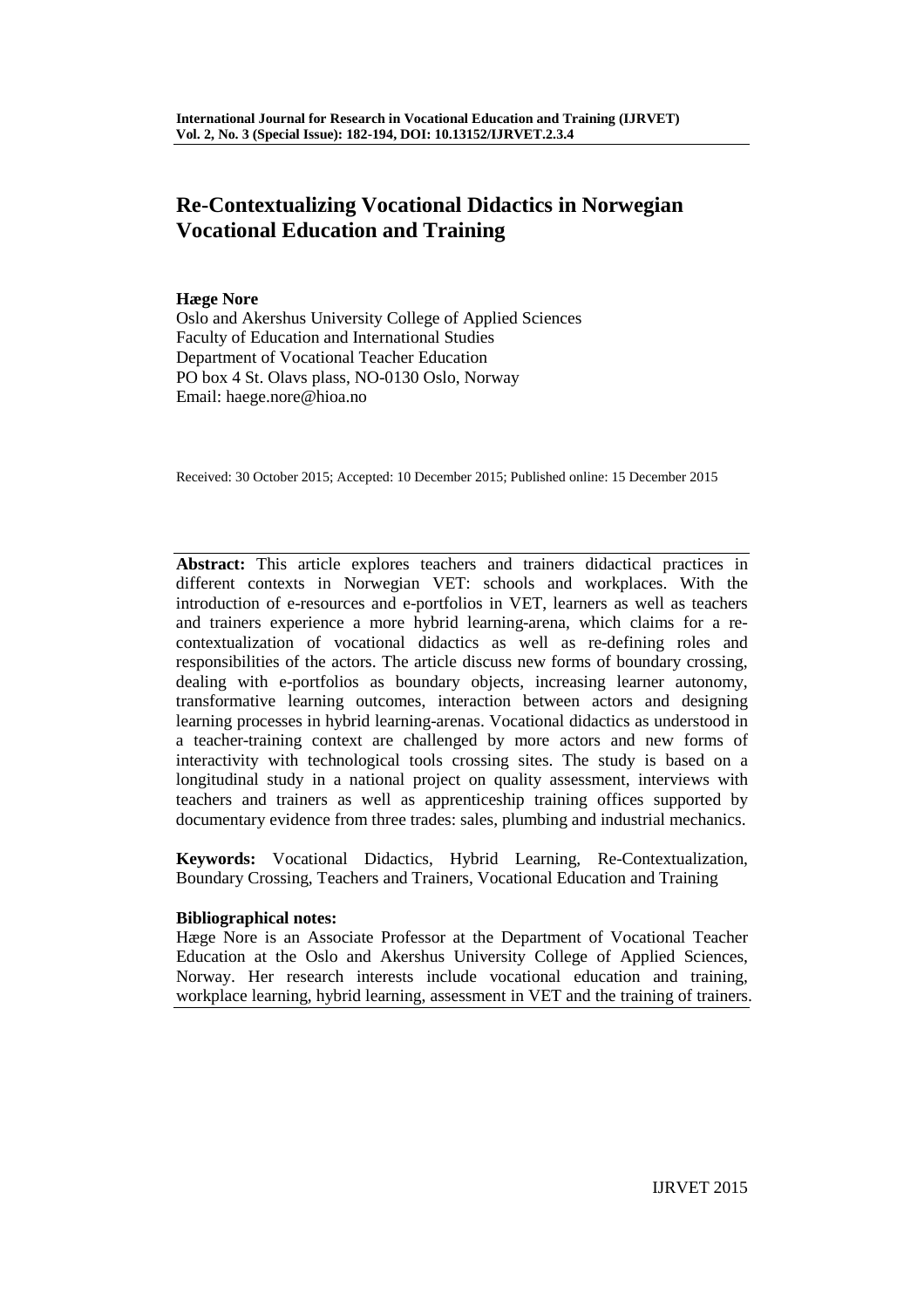# Re-Contextualizing Vocational Didactics in Norwegian Vocational Education and Training

**Hæge Nore**
Oslo and Akershus University College of Applied Sciences
Faculty of Education and International Studies
Department of Vocational Teacher Education
PO box 4 St. Olavs plass, NO-0130 Oslo, Norway
Email: haege.nore@hioa.no

Received: 30 October 2015; Accepted: 10 December 2015; Published online: 15 December 2015

**Abstract:** This article explores teachers and trainers didactical practices in different contexts in Norwegian VET: schools and workplaces. With the introduction of e-resources and e-portfolios in VET, learners as well as teachers and trainers experience a more hybrid learning-arena, which claims for a re-contextualization of vocational didactics as well as re-defining roles and responsibilities of the actors. The article discuss new forms of boundary crossing, dealing with e-portfolios as boundary objects, increasing learner autonomy, transformative learning outcomes, interaction between actors and designing learning processes in hybrid learning-arenas. Vocational didactics as understood in a teacher-training context are challenged by more actors and new forms of interactivity with technological tools crossing sites. The study is based on a longitudinal study in a national project on quality assessment, interviews with teachers and trainers as well as apprenticeship training offices supported by documentary evidence from three trades: sales, plumbing and industrial mechanics.

**Keywords:** Vocational Didactics, Hybrid Learning, Re-Contextualization, Boundary Crossing, Teachers and Trainers, Vocational Education and Training

**Bibliographical notes:**
Hæge Nore is an Associate Professor at the Department of Vocational Teacher Education at the Oslo and Akershus University College of Applied Sciences, Norway. Her research interests include vocational education and training, workplace learning, hybrid learning, assessment in VET and the training of trainers.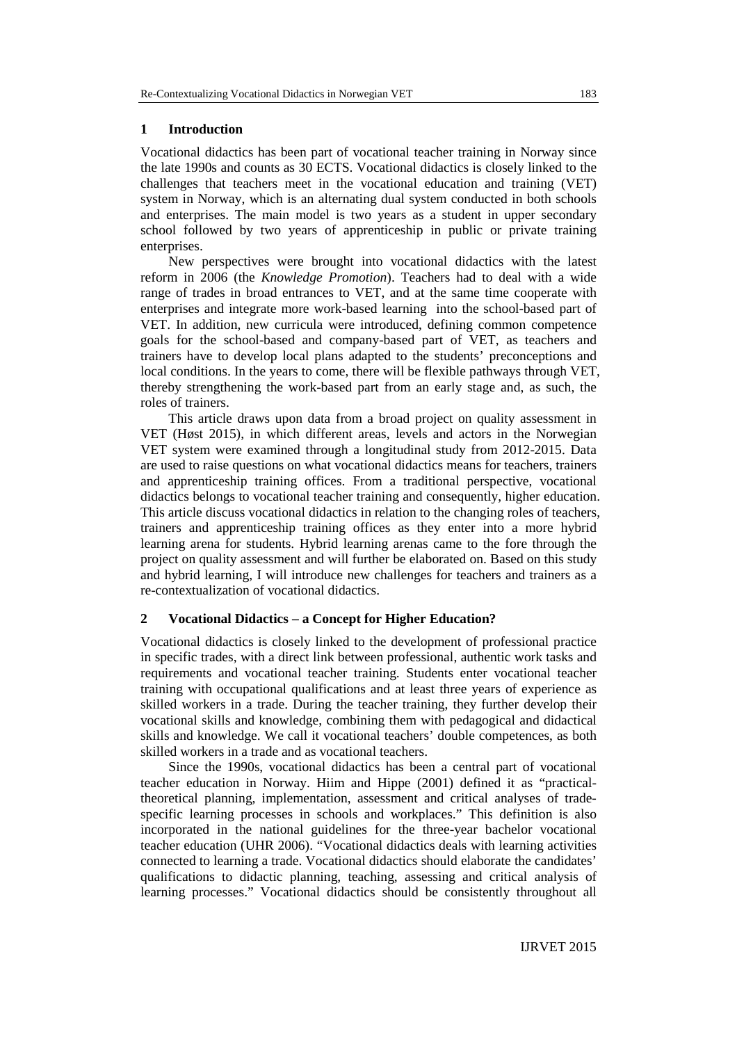## 1 Introduction

Vocational didactics has been part of vocational teacher training in Norway since the late 1990s and counts as 30 ECTS. Vocational didactics is closely linked to the challenges that teachers meet in the vocational education and training (VET) system in Norway, which is an alternating dual system conducted in both schools and enterprises. The main model is two years as a student in upper secondary school followed by two years of apprenticeship in public or private training enterprises.

New perspectives were brought into vocational didactics with the latest reform in 2006 (the *Knowledge Promotion*). Teachers had to deal with a wide range of trades in broad entrances to VET, and at the same time cooperate with enterprises and integrate more work-based learning into the school-based part of VET. In addition, new curricula were introduced, defining common competence goals for the school-based and company-based part of VET, as teachers and trainers have to develop local plans adapted to the students' preconceptions and local conditions. In the years to come, there will be flexible pathways through VET, thereby strengthening the work-based part from an early stage and, as such, the roles of trainers.

This article draws upon data from a broad project on quality assessment in VET (Høst 2015), in which different areas, levels and actors in the Norwegian VET system were examined through a longitudinal study from 2012-2015. Data are used to raise questions on what vocational didactics means for teachers, trainers and apprenticeship training offices. From a traditional perspective, vocational didactics belongs to vocational teacher training and consequently, higher education. This article discuss vocational didactics in relation to the changing roles of teachers, trainers and apprenticeship training offices as they enter into a more hybrid learning arena for students. Hybrid learning arenas came to the fore through the project on quality assessment and will further be elaborated on. Based on this study and hybrid learning, I will introduce new challenges for teachers and trainers as a re-contextualization of vocational didactics.

## 2 Vocational Didactics – a Concept for Higher Education?

Vocational didactics is closely linked to the development of professional practice in specific trades, with a direct link between professional, authentic work tasks and requirements and vocational teacher training. Students enter vocational teacher training with occupational qualifications and at least three years of experience as skilled workers in a trade. During the teacher training, they further develop their vocational skills and knowledge, combining them with pedagogical and didactical skills and knowledge. We call it vocational teachers' double competences, as both skilled workers in a trade and as vocational teachers.

Since the 1990s, vocational didactics has been a central part of vocational teacher education in Norway. Hiim and Hippe (2001) defined it as "practical-theoretical planning, implementation, assessment and critical analyses of trade-specific learning processes in schools and workplaces." This definition is also incorporated in the national guidelines for the three-year bachelor vocational teacher education (UHR 2006). "Vocational didactics deals with learning activities connected to learning a trade. Vocational didactics should elaborate the candidates' qualifications to didactic planning, teaching, assessing and critical analysis of learning processes." Vocational didactics should be consistently throughout all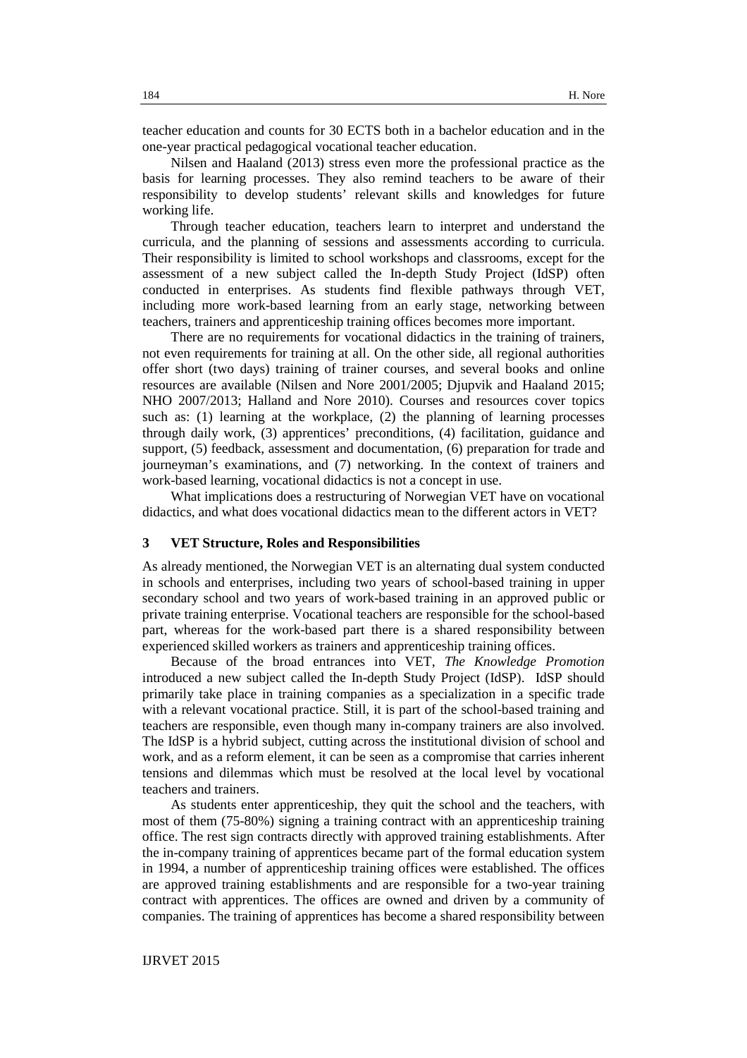teacher education and counts for 30 ECTS both in a bachelor education and in the one-year practical pedagogical vocational teacher education.

Nilsen and Haaland (2013) stress even more the professional practice as the basis for learning processes. They also remind teachers to be aware of their responsibility to develop students' relevant skills and knowledges for future working life.

Through teacher education, teachers learn to interpret and understand the curricula, and the planning of sessions and assessments according to curricula. Their responsibility is limited to school workshops and classrooms, except for the assessment of a new subject called the In-depth Study Project (IdSP) often conducted in enterprises. As students find flexible pathways through VET, including more work-based learning from an early stage, networking between teachers, trainers and apprenticeship training offices becomes more important.

There are no requirements for vocational didactics in the training of trainers, not even requirements for training at all. On the other side, all regional authorities offer short (two days) training of trainer courses, and several books and online resources are available (Nilsen and Nore 2001/2005; Djupvik and Haaland 2015; NHO 2007/2013; Halland and Nore 2010). Courses and resources cover topics such as: (1) learning at the workplace, (2) the planning of learning processes through daily work, (3) apprentices' preconditions, (4) facilitation, guidance and support, (5) feedback, assessment and documentation, (6) preparation for trade and journeyman's examinations, and (7) networking. In the context of trainers and work-based learning, vocational didactics is not a concept in use.

What implications does a restructuring of Norwegian VET have on vocational didactics, and what does vocational didactics mean to the different actors in VET?

## 3 VET Structure, Roles and Responsibilities

As already mentioned, the Norwegian VET is an alternating dual system conducted in schools and enterprises, including two years of school-based training in upper secondary school and two years of work-based training in an approved public or private training enterprise. Vocational teachers are responsible for the school-based part, whereas for the work-based part there is a shared responsibility between experienced skilled workers as trainers and apprenticeship training offices.

Because of the broad entrances into VET, *The Knowledge Promotion* introduced a new subject called the In-depth Study Project (IdSP). IdSP should primarily take place in training companies as a specialization in a specific trade with a relevant vocational practice. Still, it is part of the school-based training and teachers are responsible, even though many in-company trainers are also involved. The IdSP is a hybrid subject, cutting across the institutional division of school and work, and as a reform element, it can be seen as a compromise that carries inherent tensions and dilemmas which must be resolved at the local level by vocational teachers and trainers.

As students enter apprenticeship, they quit the school and the teachers, with most of them (75-80%) signing a training contract with an apprenticeship training office. The rest sign contracts directly with approved training establishments. After the in-company training of apprentices became part of the formal education system in 1994, a number of apprenticeship training offices were established. The offices are approved training establishments and are responsible for a two-year training contract with apprentices. The offices are owned and driven by a community of companies. The training of apprentices has become a shared responsibility between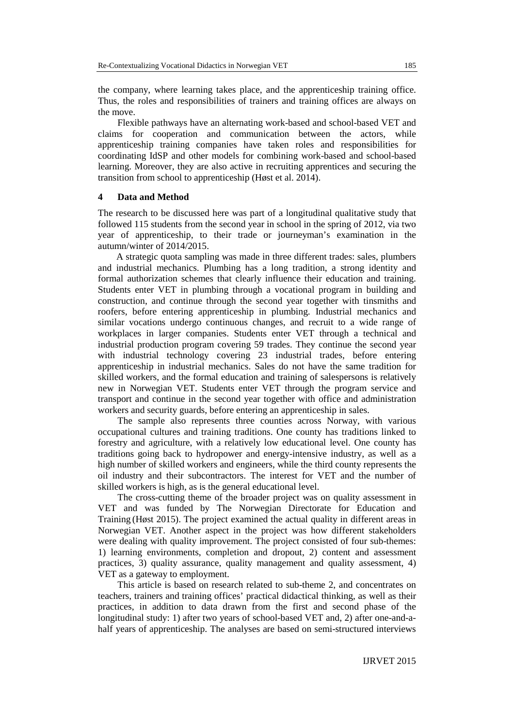the company, where learning takes place, and the apprenticeship training office. Thus, the roles and responsibilities of trainers and training offices are always on the move.

Flexible pathways have an alternating work-based and school-based VET and claims for cooperation and communication between the actors, while apprenticeship training companies have taken roles and responsibilities for coordinating IdSP and other models for combining work-based and school-based learning. Moreover, they are also active in recruiting apprentices and securing the transition from school to apprenticeship (Høst et al. 2014).

## 4 Data and Method

The research to be discussed here was part of a longitudinal qualitative study that followed 115 students from the second year in school in the spring of 2012, via two year of apprenticeship, to their trade or journeyman's examination in the autumn/winter of 2014/2015.

A strategic quota sampling was made in three different trades: sales, plumbers and industrial mechanics. Plumbing has a long tradition, a strong identity and formal authorization schemes that clearly influence their education and training. Students enter VET in plumbing through a vocational program in building and construction, and continue through the second year together with tinsmiths and roofers, before entering apprenticeship in plumbing. Industrial mechanics and similar vocations undergo continuous changes, and recruit to a wide range of workplaces in larger companies. Students enter VET through a technical and industrial production program covering 59 trades. They continue the second year with industrial technology covering 23 industrial trades, before entering apprenticeship in industrial mechanics. Sales do not have the same tradition for skilled workers, and the formal education and training of salespersons is relatively new in Norwegian VET. Students enter VET through the program service and transport and continue in the second year together with office and administration workers and security guards, before entering an apprenticeship in sales.

The sample also represents three counties across Norway, with various occupational cultures and training traditions. One county has traditions linked to forestry and agriculture, with a relatively low educational level. One county has traditions going back to hydropower and energy-intensive industry, as well as a high number of skilled workers and engineers, while the third county represents the oil industry and their subcontractors. The interest for VET and the number of skilled workers is high, as is the general educational level.

The cross-cutting theme of the broader project was on quality assessment in VET and was funded by The Norwegian Directorate for Education and Training (Høst 2015). The project examined the actual quality in different areas in Norwegian VET. Another aspect in the project was how different stakeholders were dealing with quality improvement. The project consisted of four sub-themes: 1) learning environments, completion and dropout, 2) content and assessment practices, 3) quality assurance, quality management and quality assessment, 4) VET as a gateway to employment.

This article is based on research related to sub-theme 2, and concentrates on teachers, trainers and training offices' practical didactical thinking, as well as their practices, in addition to data drawn from the first and second phase of the longitudinal study: 1) after two years of school-based VET and, 2) after one-and-a-half years of apprenticeship. The analyses are based on semi-structured interviews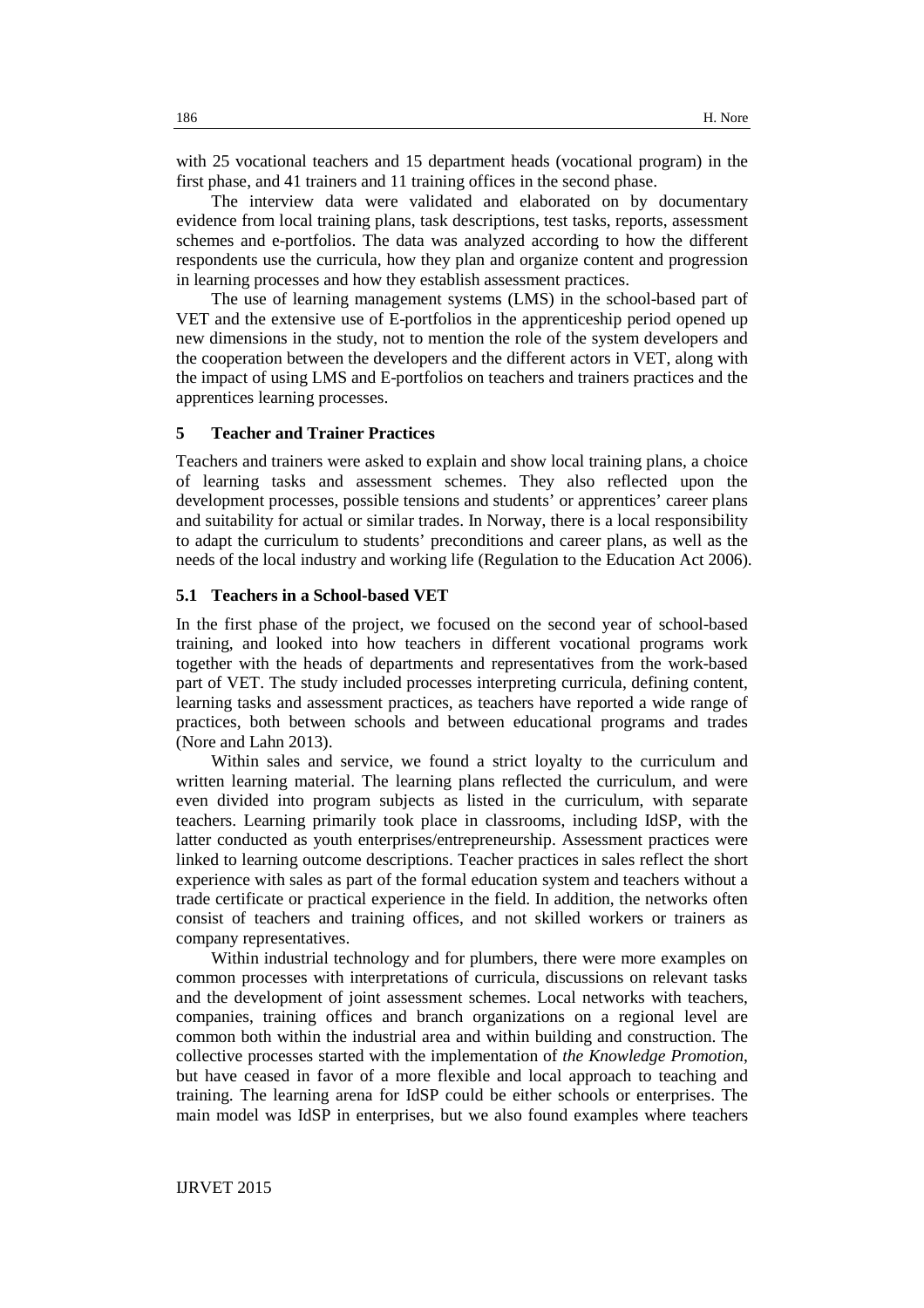with 25 vocational teachers and 15 department heads (vocational program) in the first phase, and 41 trainers and 11 training offices in the second phase.

The interview data were validated and elaborated on by documentary evidence from local training plans, task descriptions, test tasks, reports, assessment schemes and e-portfolios. The data was analyzed according to how the different respondents use the curricula, how they plan and organize content and progression in learning processes and how they establish assessment practices.

The use of learning management systems (LMS) in the school-based part of VET and the extensive use of E-portfolios in the apprenticeship period opened up new dimensions in the study, not to mention the role of the system developers and the cooperation between the developers and the different actors in VET, along with the impact of using LMS and E-portfolios on teachers and trainers practices and the apprentices learning processes.

## 5 Teacher and Trainer Practices

Teachers and trainers were asked to explain and show local training plans, a choice of learning tasks and assessment schemes. They also reflected upon the development processes, possible tensions and students' or apprentices' career plans and suitability for actual or similar trades. In Norway, there is a local responsibility to adapt the curriculum to students' preconditions and career plans, as well as the needs of the local industry and working life (Regulation to the Education Act 2006).

### 5.1 Teachers in a School-based VET

In the first phase of the project, we focused on the second year of school-based training, and looked into how teachers in different vocational programs work together with the heads of departments and representatives from the work-based part of VET. The study included processes interpreting curricula, defining content, learning tasks and assessment practices, as teachers have reported a wide range of practices, both between schools and between educational programs and trades (Nore and Lahn 2013).

Within sales and service, we found a strict loyalty to the curriculum and written learning material. The learning plans reflected the curriculum, and were even divided into program subjects as listed in the curriculum, with separate teachers. Learning primarily took place in classrooms, including IdSP, with the latter conducted as youth enterprises/entrepreneurship. Assessment practices were linked to learning outcome descriptions. Teacher practices in sales reflect the short experience with sales as part of the formal education system and teachers without a trade certificate or practical experience in the field. In addition, the networks often consist of teachers and training offices, and not skilled workers or trainers as company representatives.

Within industrial technology and for plumbers, there were more examples on common processes with interpretations of curricula, discussions on relevant tasks and the development of joint assessment schemes. Local networks with teachers, companies, training offices and branch organizations on a regional level are common both within the industrial area and within building and construction. The collective processes started with the implementation of *the Knowledge Promotion*, but have ceased in favor of a more flexible and local approach to teaching and training. The learning arena for IdSP could be either schools or enterprises. The main model was IdSP in enterprises, but we also found examples where teachers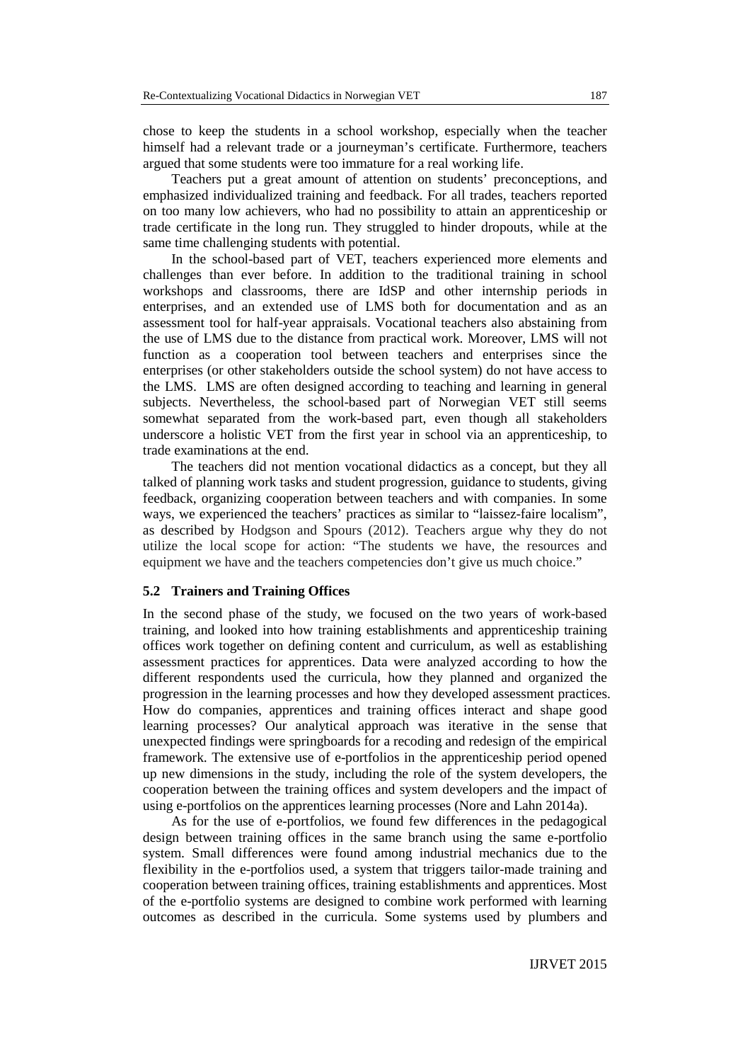chose to keep the students in a school workshop, especially when the teacher himself had a relevant trade or a journeyman's certificate. Furthermore, teachers argued that some students were too immature for a real working life.

Teachers put a great amount of attention on students' preconceptions, and emphasized individualized training and feedback. For all trades, teachers reported on too many low achievers, who had no possibility to attain an apprenticeship or trade certificate in the long run. They struggled to hinder dropouts, while at the same time challenging students with potential.

In the school-based part of VET, teachers experienced more elements and challenges than ever before. In addition to the traditional training in school workshops and classrooms, there are IdSP and other internship periods in enterprises, and an extended use of LMS both for documentation and as an assessment tool for half-year appraisals. Vocational teachers also abstaining from the use of LMS due to the distance from practical work. Moreover, LMS will not function as a cooperation tool between teachers and enterprises since the enterprises (or other stakeholders outside the school system) do not have access to the LMS. LMS are often designed according to teaching and learning in general subjects. Nevertheless, the school-based part of Norwegian VET still seems somewhat separated from the work-based part, even though all stakeholders underscore a holistic VET from the first year in school via an apprenticeship, to trade examinations at the end.

The teachers did not mention vocational didactics as a concept, but they all talked of planning work tasks and student progression, guidance to students, giving feedback, organizing cooperation between teachers and with companies. In some ways, we experienced the teachers' practices as similar to "laissez-faire localism", as described by Hodgson and Spours (2012). Teachers argue why they do not utilize the local scope for action: "The students we have, the resources and equipment we have and the teachers competencies don't give us much choice."

### 5.2 Trainers and Training Offices

In the second phase of the study, we focused on the two years of work-based training, and looked into how training establishments and apprenticeship training offices work together on defining content and curriculum, as well as establishing assessment practices for apprentices. Data were analyzed according to how the different respondents used the curricula, how they planned and organized the progression in the learning processes and how they developed assessment practices. How do companies, apprentices and training offices interact and shape good learning processes? Our analytical approach was iterative in the sense that unexpected findings were springboards for a recoding and redesign of the empirical framework. The extensive use of e-portfolios in the apprenticeship period opened up new dimensions in the study, including the role of the system developers, the cooperation between the training offices and system developers and the impact of using e-portfolios on the apprentices learning processes (Nore and Lahn 2014a).

As for the use of e-portfolios, we found few differences in the pedagogical design between training offices in the same branch using the same e-portfolio system. Small differences were found among industrial mechanics due to the flexibility in the e-portfolios used, a system that triggers tailor-made training and cooperation between training offices, training establishments and apprentices. Most of the e-portfolio systems are designed to combine work performed with learning outcomes as described in the curricula. Some systems used by plumbers and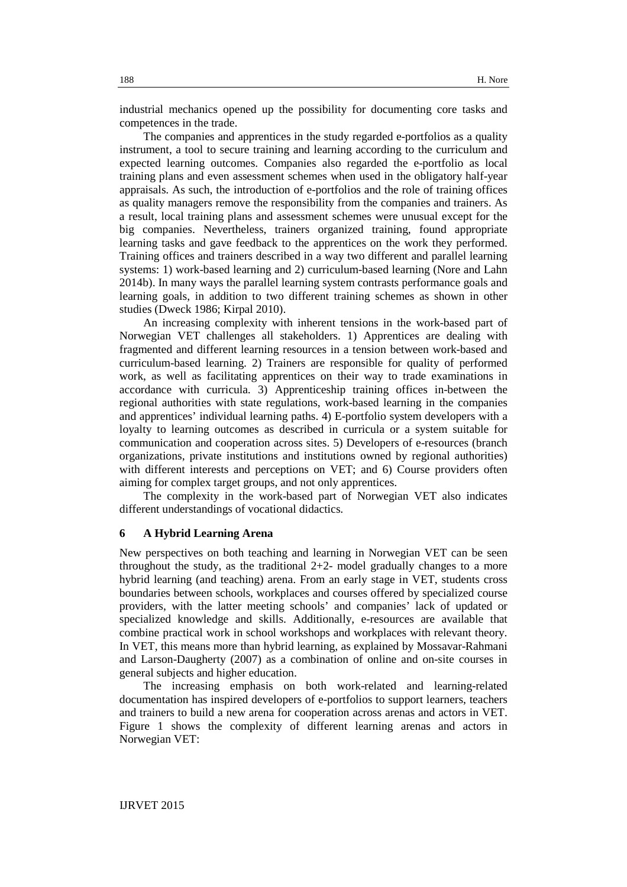industrial mechanics opened up the possibility for documenting core tasks and competences in the trade.

The companies and apprentices in the study regarded e-portfolios as a quality instrument, a tool to secure training and learning according to the curriculum and expected learning outcomes. Companies also regarded the e-portfolio as local training plans and even assessment schemes when used in the obligatory half-year appraisals. As such, the introduction of e-portfolios and the role of training offices as quality managers remove the responsibility from the companies and trainers. As a result, local training plans and assessment schemes were unusual except for the big companies. Nevertheless, trainers organized training, found appropriate learning tasks and gave feedback to the apprentices on the work they performed. Training offices and trainers described in a way two different and parallel learning systems: 1) work-based learning and 2) curriculum-based learning (Nore and Lahn 2014b). In many ways the parallel learning system contrasts performance goals and learning goals, in addition to two different training schemes as shown in other studies (Dweck 1986; Kirpal 2010).

An increasing complexity with inherent tensions in the work-based part of Norwegian VET challenges all stakeholders. 1) Apprentices are dealing with fragmented and different learning resources in a tension between work-based and curriculum-based learning. 2) Trainers are responsible for quality of performed work, as well as facilitating apprentices on their way to trade examinations in accordance with curricula. 3) Apprenticeship training offices in-between the regional authorities with state regulations, work-based learning in the companies and apprentices' individual learning paths. 4) E-portfolio system developers with a loyalty to learning outcomes as described in curricula or a system suitable for communication and cooperation across sites. 5) Developers of e-resources (branch organizations, private institutions and institutions owned by regional authorities) with different interests and perceptions on VET; and 6) Course providers often aiming for complex target groups, and not only apprentices.

The complexity in the work-based part of Norwegian VET also indicates different understandings of vocational didactics.

## 6 A Hybrid Learning Arena

New perspectives on both teaching and learning in Norwegian VET can be seen throughout the study, as the traditional 2+2- model gradually changes to a more hybrid learning (and teaching) arena. From an early stage in VET, students cross boundaries between schools, workplaces and courses offered by specialized course providers, with the latter meeting schools' and companies' lack of updated or specialized knowledge and skills. Additionally, e-resources are available that combine practical work in school workshops and workplaces with relevant theory. In VET, this means more than hybrid learning, as explained by Mossavar-Rahmani and Larson-Daugherty (2007) as a combination of online and on-site courses in general subjects and higher education.

The increasing emphasis on both work-related and learning-related documentation has inspired developers of e-portfolios to support learners, teachers and trainers to build a new arena for cooperation across arenas and actors in VET. Figure 1 shows the complexity of different learning arenas and actors in Norwegian VET: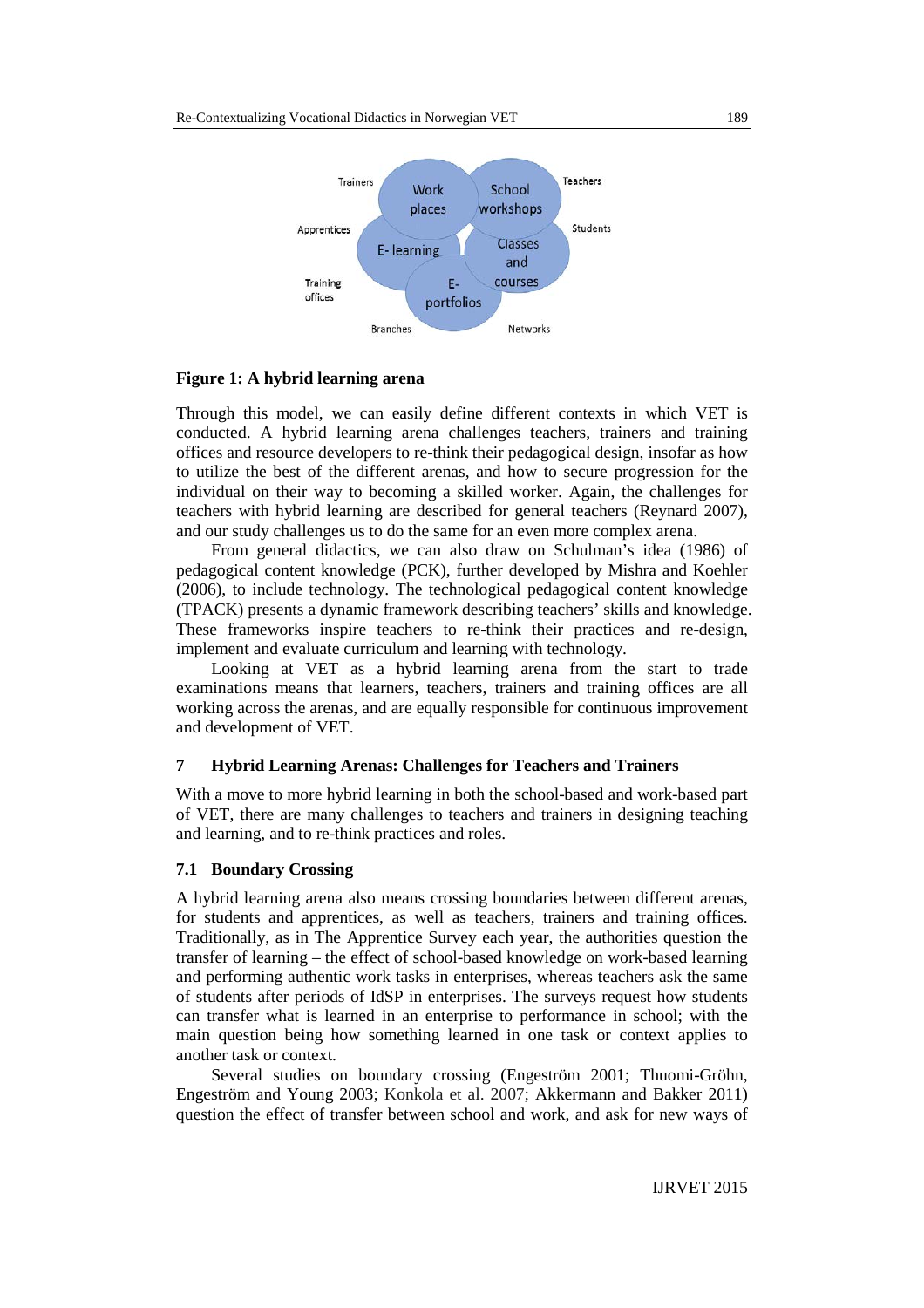**Figure 1: A hybrid learning arena**

Through this model, we can easily define different contexts in which VET is conducted. A hybrid learning arena challenges teachers, trainers and training offices and resource developers to re-think their pedagogical design, insofar as how to utilize the best of the different arenas, and how to secure progression for the individual on their way to becoming a skilled worker. Again, the challenges for teachers with hybrid learning are described for general teachers (Reynard 2007), and our study challenges us to do the same for an even more complex arena.

From general didactics, we can also draw on Schulman's idea (1986) of pedagogical content knowledge (PCK), further developed by Mishra and Koehler (2006), to include technology. The technological pedagogical content knowledge (TPACK) presents a dynamic framework describing teachers' skills and knowledge. These frameworks inspire teachers to re-think their practices and re-design, implement and evaluate curriculum and learning with technology.

Looking at VET as a hybrid learning arena from the start to trade examinations means that learners, teachers, trainers and training offices are all working across the arenas, and are equally responsible for continuous improvement and development of VET.

## 7 Hybrid Learning Arenas: Challenges for Teachers and Trainers

With a move to more hybrid learning in both the school-based and work-based part of VET, there are many challenges to teachers and trainers in designing teaching and learning, and to re-think practices and roles.

### 7.1 Boundary Crossing

A hybrid learning arena also means crossing boundaries between different arenas, for students and apprentices, as well as teachers, trainers and training offices. Traditionally, as in The Apprentice Survey each year, the authorities question the transfer of learning – the effect of school-based knowledge on work-based learning and performing authentic work tasks in enterprises, whereas teachers ask the same of students after periods of IdSP in enterprises. The surveys request how students can transfer what is learned in an enterprise to performance in school; with the main question being how something learned in one task or context applies to another task or context.

Several studies on boundary crossing (Engeström 2001; Thuomi-Gröhn, Engeström and Young 2003; Konkola et al. 2007; Akkermann and Bakker 2011) question the effect of transfer between school and work, and ask for new ways of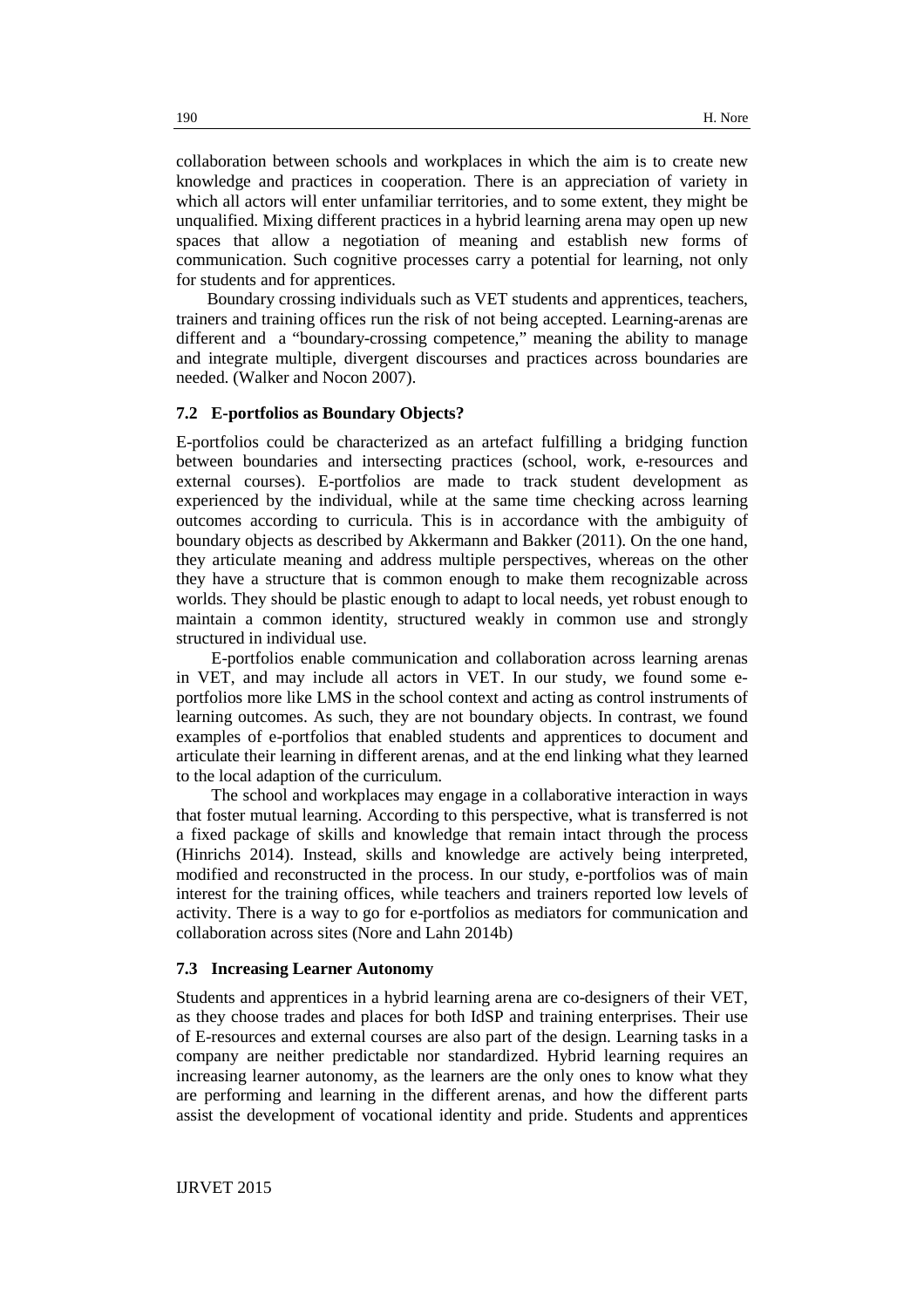collaboration between schools and workplaces in which the aim is to create new knowledge and practices in cooperation. There is an appreciation of variety in which all actors will enter unfamiliar territories, and to some extent, they might be unqualified. Mixing different practices in a hybrid learning arena may open up new spaces that allow a negotiation of meaning and establish new forms of communication. Such cognitive processes carry a potential for learning, not only for students and for apprentices.

Boundary crossing individuals such as VET students and apprentices, teachers, trainers and training offices run the risk of not being accepted. Learning-arenas are different and a "boundary-crossing competence," meaning the ability to manage and integrate multiple, divergent discourses and practices across boundaries are needed. (Walker and Nocon 2007).

### 7.2 E-portfolios as Boundary Objects?

E-portfolios could be characterized as an artefact fulfilling a bridging function between boundaries and intersecting practices (school, work, e-resources and external courses). E-portfolios are made to track student development as experienced by the individual, while at the same time checking across learning outcomes according to curricula. This is in accordance with the ambiguity of boundary objects as described by Akkermann and Bakker (2011). On the one hand, they articulate meaning and address multiple perspectives, whereas on the other they have a structure that is common enough to make them recognizable across worlds. They should be plastic enough to adapt to local needs, yet robust enough to maintain a common identity, structured weakly in common use and strongly structured in individual use.

E-portfolios enable communication and collaboration across learning arenas in VET, and may include all actors in VET. In our study, we found some e-portfolios more like LMS in the school context and acting as control instruments of learning outcomes. As such, they are not boundary objects. In contrast, we found examples of e-portfolios that enabled students and apprentices to document and articulate their learning in different arenas, and at the end linking what they learned to the local adaption of the curriculum.

The school and workplaces may engage in a collaborative interaction in ways that foster mutual learning. According to this perspective, what is transferred is not a fixed package of skills and knowledge that remain intact through the process (Hinrichs 2014). Instead, skills and knowledge are actively being interpreted, modified and reconstructed in the process. In our study, e-portfolios was of main interest for the training offices, while teachers and trainers reported low levels of activity. There is a way to go for e-portfolios as mediators for communication and collaboration across sites (Nore and Lahn 2014b)

### 7.3 Increasing Learner Autonomy

Students and apprentices in a hybrid learning arena are co-designers of their VET, as they choose trades and places for both IdSP and training enterprises. Their use of E-resources and external courses are also part of the design. Learning tasks in a company are neither predictable nor standardized. Hybrid learning requires an increasing learner autonomy, as the learners are the only ones to know what they are performing and learning in the different arenas, and how the different parts assist the development of vocational identity and pride. Students and apprentices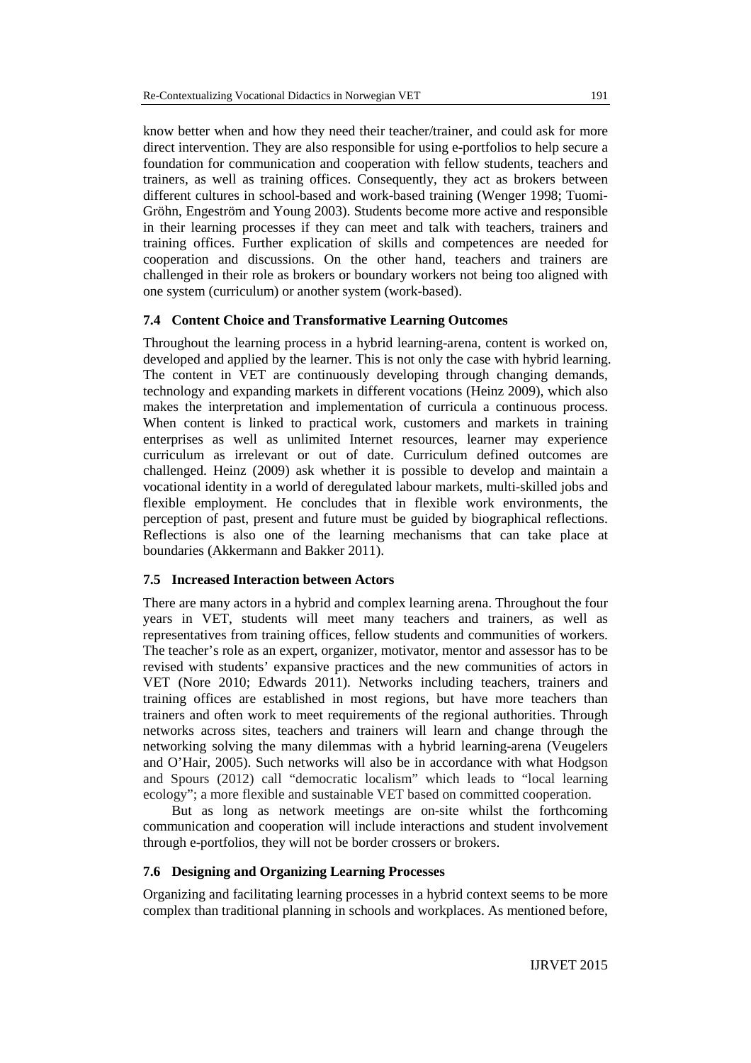know better when and how they need their teacher/trainer, and could ask for more direct intervention. They are also responsible for using e-portfolios to help secure a foundation for communication and cooperation with fellow students, teachers and trainers, as well as training offices. Consequently, they act as brokers between different cultures in school-based and work-based training (Wenger 1998; Tuomi-Gröhn, Engeström and Young 2003). Students become more active and responsible in their learning processes if they can meet and talk with teachers, trainers and training offices. Further explication of skills and competences are needed for cooperation and discussions. On the other hand, teachers and trainers are challenged in their role as brokers or boundary workers not being too aligned with one system (curriculum) or another system (work-based).

### 7.4 Content Choice and Transformative Learning Outcomes

Throughout the learning process in a hybrid learning-arena, content is worked on, developed and applied by the learner. This is not only the case with hybrid learning. The content in VET are continuously developing through changing demands, technology and expanding markets in different vocations (Heinz 2009), which also makes the interpretation and implementation of curricula a continuous process. When content is linked to practical work, customers and markets in training enterprises as well as unlimited Internet resources, learner may experience curriculum as irrelevant or out of date. Curriculum defined outcomes are challenged. Heinz (2009) ask whether it is possible to develop and maintain a vocational identity in a world of deregulated labour markets, multi-skilled jobs and flexible employment. He concludes that in flexible work environments, the perception of past, present and future must be guided by biographical reflections. Reflections is also one of the learning mechanisms that can take place at boundaries (Akkermann and Bakker 2011).

### 7.5 Increased Interaction between Actors

There are many actors in a hybrid and complex learning arena. Throughout the four years in VET, students will meet many teachers and trainers, as well as representatives from training offices, fellow students and communities of workers. The teacher's role as an expert, organizer, motivator, mentor and assessor has to be revised with students' expansive practices and the new communities of actors in VET (Nore 2010; Edwards 2011). Networks including teachers, trainers and training offices are established in most regions, but have more teachers than trainers and often work to meet requirements of the regional authorities. Through networks across sites, teachers and trainers will learn and change through the networking solving the many dilemmas with a hybrid learning-arena (Veugelers and O'Hair, 2005). Such networks will also be in accordance with what Hodgson and Spours (2012) call "democratic localism" which leads to "local learning ecology"; a more flexible and sustainable VET based on committed cooperation.

But as long as network meetings are on-site whilst the forthcoming communication and cooperation will include interactions and student involvement through e-portfolios, they will not be border crossers or brokers.

### 7.6 Designing and Organizing Learning Processes

Organizing and facilitating learning processes in a hybrid context seems to be more complex than traditional planning in schools and workplaces. As mentioned before,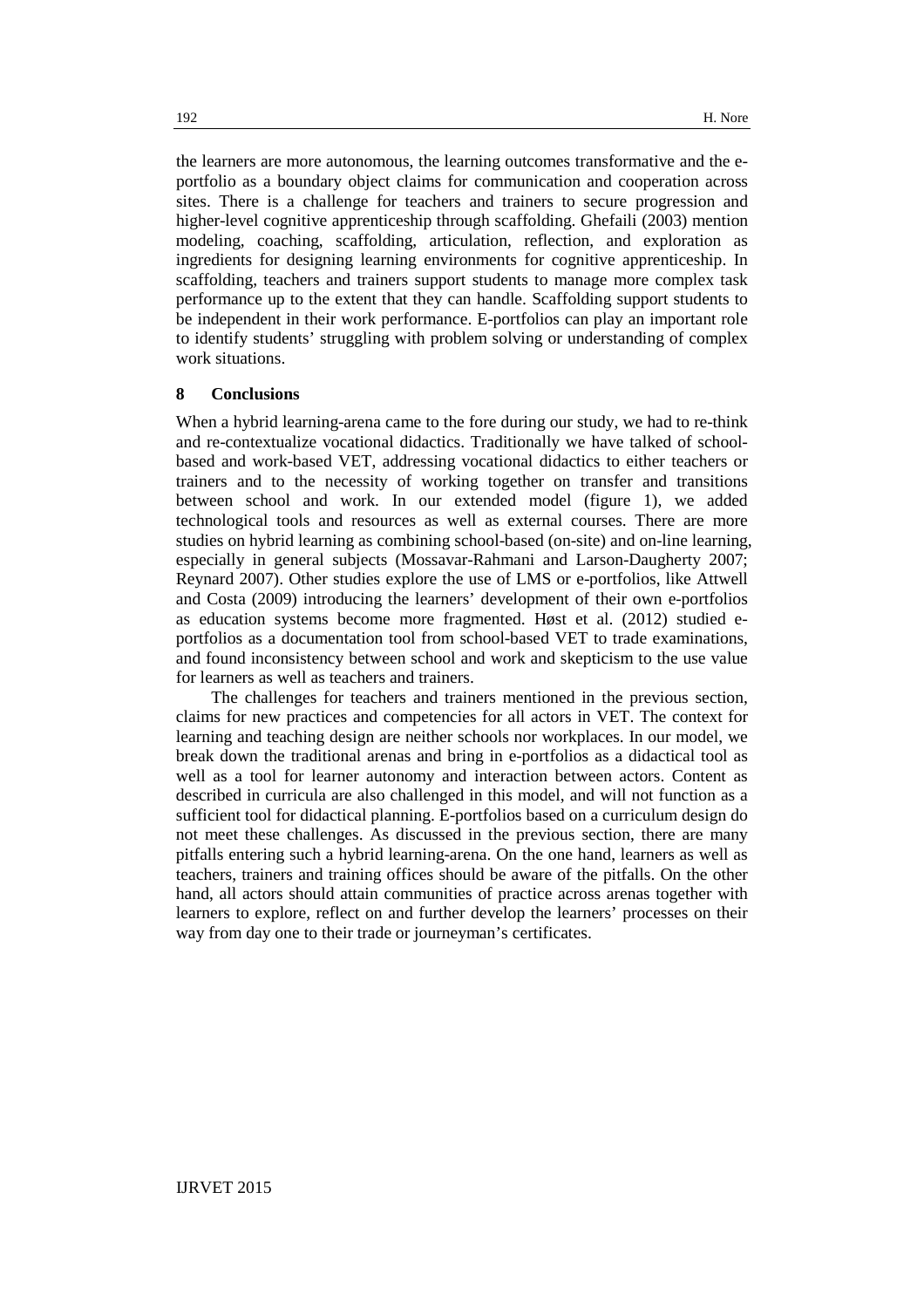the learners are more autonomous, the learning outcomes transformative and the e-portfolio as a boundary object claims for communication and cooperation across sites. There is a challenge for teachers and trainers to secure progression and higher-level cognitive apprenticeship through scaffolding. Ghefaili (2003) mention modeling, coaching, scaffolding, articulation, reflection, and exploration as ingredients for designing learning environments for cognitive apprenticeship. In scaffolding, teachers and trainers support students to manage more complex task performance up to the extent that they can handle. Scaffolding support students to be independent in their work performance. E-portfolios can play an important role to identify students' struggling with problem solving or understanding of complex work situations.

## 8 Conclusions

When a hybrid learning-arena came to the fore during our study, we had to re-think and re-contextualize vocational didactics. Traditionally we have talked of school-based and work-based VET, addressing vocational didactics to either teachers or trainers and to the necessity of working together on transfer and transitions between school and work. In our extended model (figure 1), we added technological tools and resources as well as external courses. There are more studies on hybrid learning as combining school-based (on-site) and on-line learning, especially in general subjects (Mossavar-Rahmani and Larson-Daugherty 2007; Reynard 2007). Other studies explore the use of LMS or e-portfolios, like Attwell and Costa (2009) introducing the learners' development of their own e-portfolios as education systems become more fragmented. Høst et al. (2012) studied e-portfolios as a documentation tool from school-based VET to trade examinations, and found inconsistency between school and work and skepticism to the use value for learners as well as teachers and trainers.

The challenges for teachers and trainers mentioned in the previous section, claims for new practices and competencies for all actors in VET. The context for learning and teaching design are neither schools nor workplaces. In our model, we break down the traditional arenas and bring in e-portfolios as a didactical tool as well as a tool for learner autonomy and interaction between actors. Content as described in curricula are also challenged in this model, and will not function as a sufficient tool for didactical planning. E-portfolios based on a curriculum design do not meet these challenges. As discussed in the previous section, there are many pitfalls entering such a hybrid learning-arena. On the one hand, learners as well as teachers, trainers and training offices should be aware of the pitfalls. On the other hand, all actors should attain communities of practice across arenas together with learners to explore, reflect on and further develop the learners' processes on their way from day one to their trade or journeyman's certificates.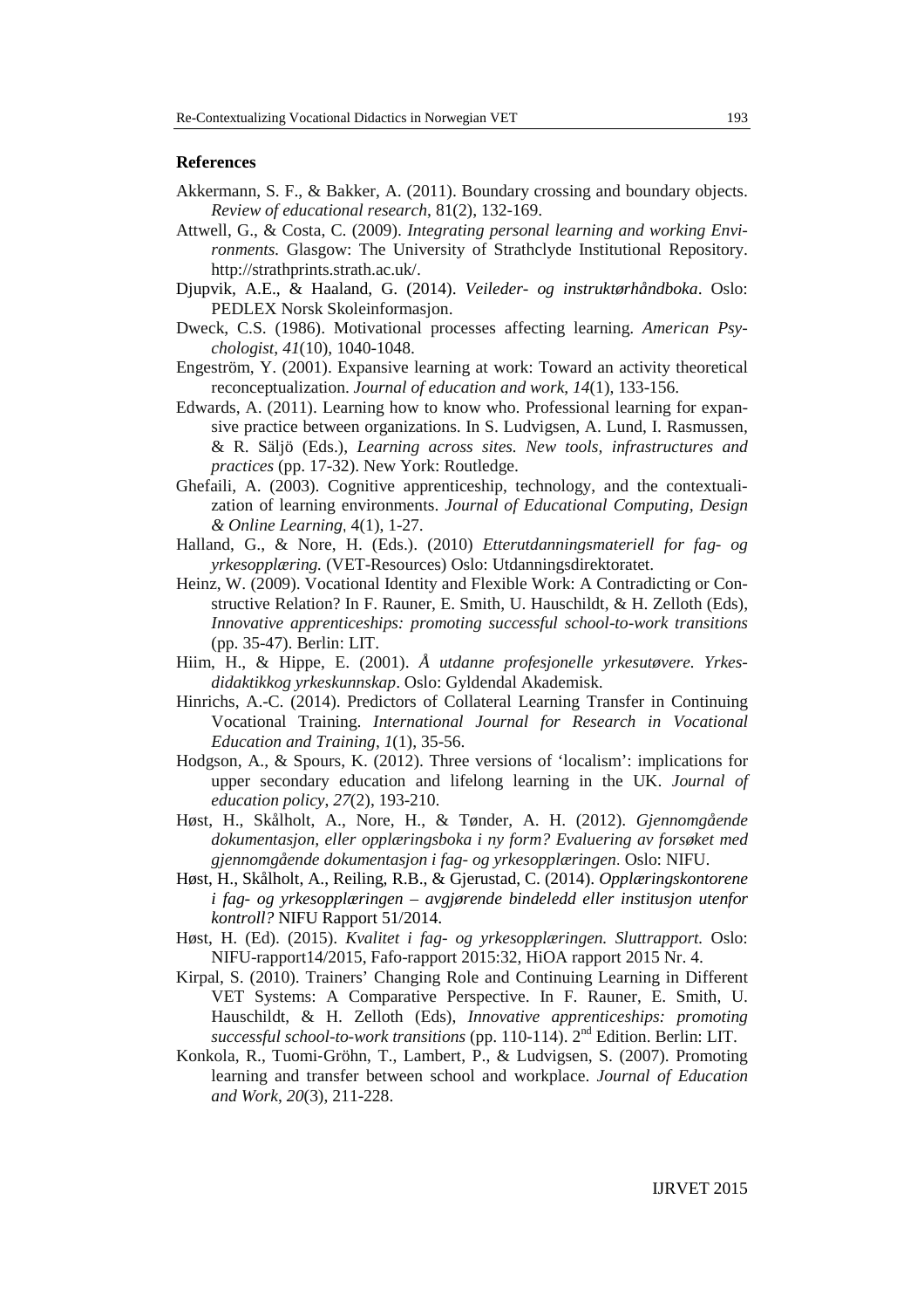## References

Akkermann, S. F., & Bakker, A. (2011). Boundary crossing and boundary objects. *Review of educational research*, 81(2), 132-169.

Attwell, G., & Costa, C. (2009). *Integrating personal learning and working Environments*. Glasgow: The University of Strathclyde Institutional Repository. http://strathprints.strath.ac.uk/.

Djupvik, A.E., & Haaland, G. (2014). *Veileder- og instruktørhåndboka*. Oslo: PEDLEX Norsk Skoleinformasjon.

Dweck, C.S. (1986). Motivational processes affecting learning. *American Psychologist*, *41*(10), 1040-1048.

Engeström, Y. (2001). Expansive learning at work: Toward an activity theoretical reconceptualization. *Journal of education and work*, *14*(1), 133-156.

Edwards, A. (2011). Learning how to know who. Professional learning for expansive practice between organizations. In S. Ludvigsen, A. Lund, I. Rasmussen, & R. Säljö (Eds.), *Learning across sites. New tools, infrastructures and practices* (pp. 17-32). New York: Routledge.

Ghefaili, A. (2003). Cognitive apprenticeship, technology, and the contextualization of learning environments. *Journal of Educational Computing, Design & Online Learning*, 4(1), 1-27.

Halland, G., & Nore, H. (Eds.). (2010) *Etterutdanningsmateriell for fag- og yrkesopplæring.* (VET-Resources) Oslo: Utdanningsdirektoratet.

Heinz, W. (2009). Vocational Identity and Flexible Work: A Contradicting or Constructive Relation? In F. Rauner, E. Smith, U. Hauschildt, & H. Zelloth (Eds), *Innovative apprenticeships: promoting successful school-to-work transitions* (pp. 35-47). Berlin: LIT.

Hiim, H., & Hippe, E. (2001). *Å utdanne profesjonelle yrkesutøvere. Yrkesdidaktikkog yrkeskunnskap*. Oslo: Gyldendal Akademisk.

Hinrichs, A.-C. (2014). Predictors of Collateral Learning Transfer in Continuing Vocational Training. *International Journal for Research in Vocational Education and Training*, *1*(1), 35-56.

Hodgson, A., & Spours, K. (2012). Three versions of 'localism': implications for upper secondary education and lifelong learning in the UK. *Journal of education policy*, *27*(2), 193-210.

Høst, H., Skålholt, A., Nore, H., & Tønder, A. H. (2012). *Gjennomgående dokumentasjon, eller opplæringsboka i ny form? Evaluering av forsøket med gjennomgående dokumentasjon i fag- og yrkesopplæringen*. Oslo: NIFU.

Høst, H., Skålholt, A., Reiling, R.B., & Gjerustad, C. (2014). *Opplæringskontorene i fag- og yrkesopplæringen – avgjørende bindeledd eller institusjon utenfor kontroll?* NIFU Rapport 51/2014.

Høst, H. (Ed). (2015). *Kvalitet i fag- og yrkesopplæringen. Sluttrapport.* Oslo: NIFU-rapport14/2015, Fafo-rapport 2015:32, HiOA rapport 2015 Nr. 4.

Kirpal, S. (2010). Trainers' Changing Role and Continuing Learning in Different VET Systems: A Comparative Perspective. In F. Rauner, E. Smith, U. Hauschildt, & H. Zelloth (Eds), *Innovative apprenticeships: promoting successful school-to-work transitions* (pp. 110-114). 2nd Edition. Berlin: LIT.

Konkola, R., Tuomi-Gröhn, T., Lambert, P., & Ludvigsen, S. (2007). Promoting learning and transfer between school and workplace. *Journal of Education and Work*, *20*(3), 211-228.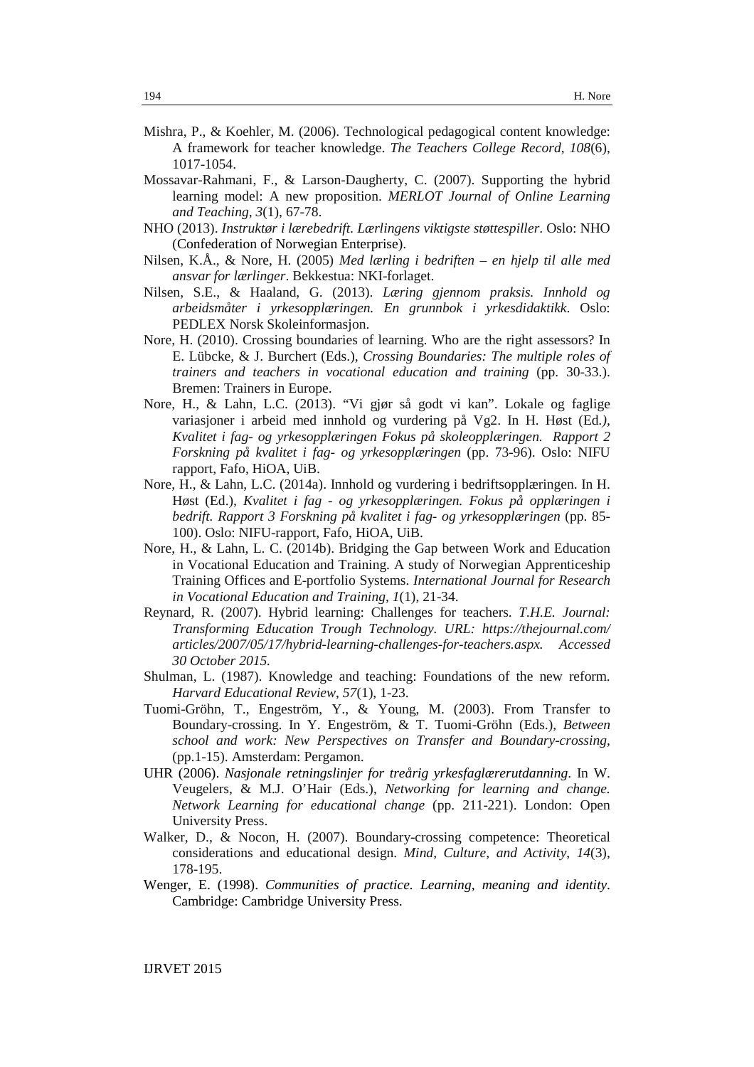Mishra, P., & Koehler, M. (2006). Technological pedagogical content knowledge: A framework for teacher knowledge. *The Teachers College Record*, *108*(6), 1017-1054.

Mossavar-Rahmani, F., & Larson-Daugherty, C. (2007). Supporting the hybrid learning model: A new proposition. *MERLOT Journal of Online Learning and Teaching*, *3*(1), 67-78.

NHO (2013). *Instruktør i lærebedrift. Lærlingens viktigste støttespiller*. Oslo: NHO (Confederation of Norwegian Enterprise).

Nilsen, K.Å., & Nore, H. (2005) *Med lærling i bedriften – en hjelp til alle med ansvar for lærlinger*. Bekkestua: NKI-forlaget.

Nilsen, S.E., & Haaland, G. (2013). *Læring gjennom praksis. Innhold og arbeidsmåter i yrkesopplæringen. En grunnbok i yrkesdidaktikk*. Oslo: PEDLEX Norsk Skoleinformasjon.

Nore, H. (2010). Crossing boundaries of learning. Who are the right assessors? In E. Lübcke, & J. Burchert (Eds.), *Crossing Boundaries: The multiple roles of trainers and teachers in vocational education and training* (pp. 30-33.). Bremen: Trainers in Europe.

Nore, H., & Lahn, L.C. (2013). "Vi gjør så godt vi kan". Lokale og faglige variasjoner i arbeid med innhold og vurdering på Vg2. In H. Høst (Ed*.), Kvalitet i fag- og yrkesopplæringen Fokus på skoleopplæringen. Rapport 2 Forskning på kvalitet i fag- og yrkesopplæringen* (pp. 73-96). Oslo: NIFU rapport, Fafo, HiOA, UiB.

Nore, H., & Lahn, L.C. (2014a). Innhold og vurdering i bedriftsopplæringen. In H. Høst (Ed.), *Kvalitet i fag - og yrkesopplæringen. Fokus på opplæringen i bedrift. Rapport 3 Forskning på kvalitet i fag- og yrkesopplæringen* (pp. 85-100). Oslo: NIFU-rapport, Fafo, HiOA, UiB.

Nore, H., & Lahn, L. C. (2014b). Bridging the Gap between Work and Education in Vocational Education and Training. A study of Norwegian Apprenticeship Training Offices and E-portfolio Systems. *International Journal for Research in Vocational Education and Training*, *1*(1), 21-34.

Reynard, R. (2007). Hybrid learning: Challenges for teachers. *T.H.E. Journal: Transforming Education Trough Technology. URL: https://thejournal.com/articles/2007/05/17/hybrid-learning-challenges-for-teachers.aspx. Accessed 30 October 2015.*

Shulman, L. (1987). Knowledge and teaching: Foundations of the new reform. *Harvard Educational Review*, *57*(1), 1-23.

Tuomi-Gröhn, T., Engeström, Y., & Young, M. (2003). From Transfer to Boundary-crossing. In Y. Engeström, & T. Tuomi-Gröhn (Eds.), *Between school and work: New Perspectives on Transfer and Boundary-crossing*, (pp.1-15). Amsterdam: Pergamon.

UHR (2006). *Nasjonale retningslinjer for treårig yrkesfaglærerutdanning*. In W. Veugelers, & M.J. O'Hair (Eds.), *Networking for learning and change. Network Learning for educational change* (pp. 211-221). London: Open University Press.

Walker, D., & Nocon, H. (2007). Boundary-crossing competence: Theoretical considerations and educational design. *Mind, Culture, and Activity*, *14*(3), 178-195.

Wenger, E. (1998). *Communities of practice. Learning, meaning and identity*. Cambridge: Cambridge University Press.